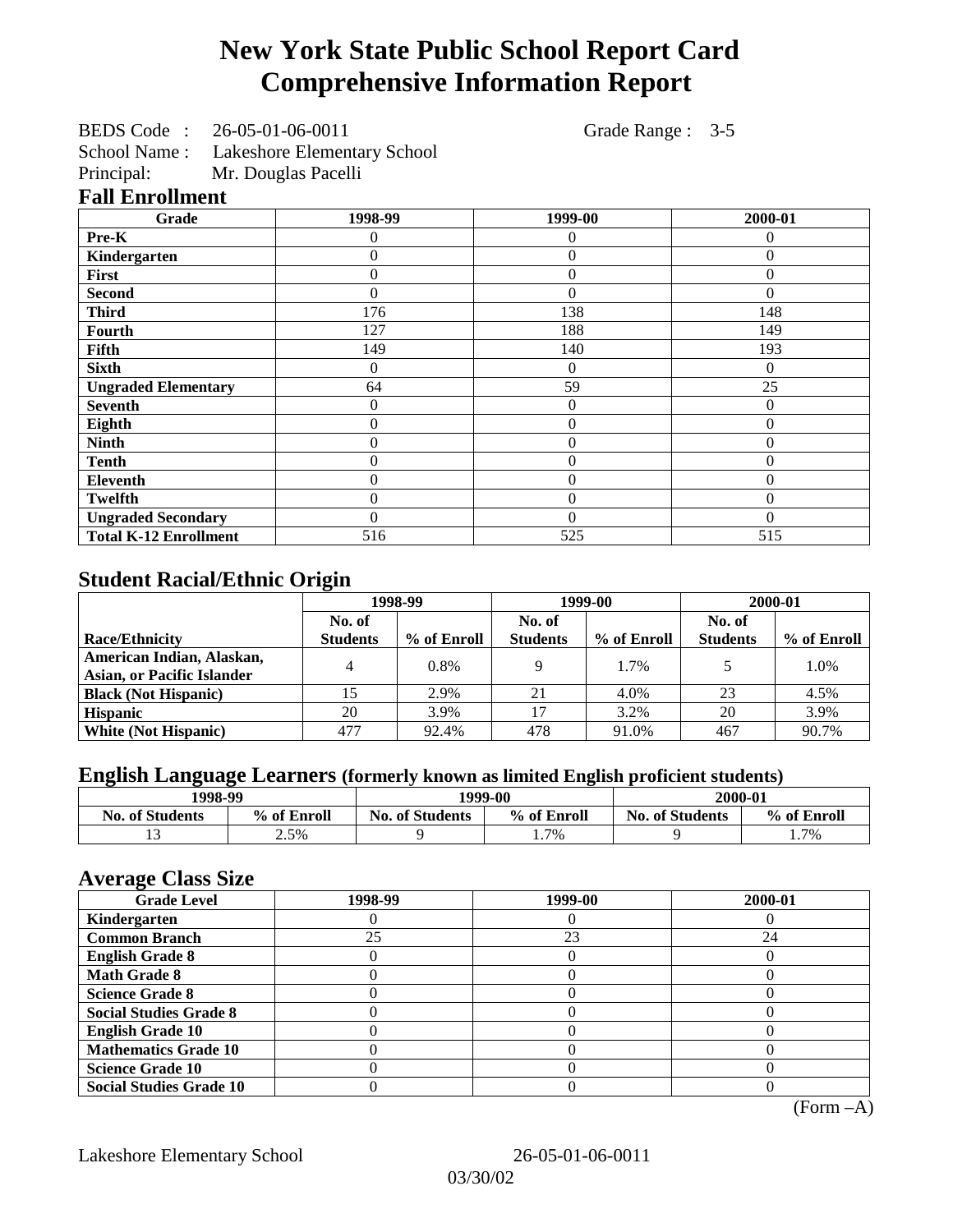# New York State Public School Report Card
# Comprehensive Information Report

BEDS Code : 26-05-01-06-0011 Grade Range : 3-5
School Name : Lakeshore Elementary School
Principal: Mr. Douglas Pacelli

## Fall Enrollment

| Grade | 1998-99 | 1999-00 | 2000-01 |
|---|---|---|---|
| Pre-K | 0 | 0 | 0 |
| Kindergarten | 0 | 0 | 0 |
| First | 0 | 0 | 0 |
| Second | 0 | 0 | 0 |
| Third | 176 | 138 | 148 |
| Fourth | 127 | 188 | 149 |
| Fifth | 149 | 140 | 193 |
| Sixth | 0 | 0 | 0 |
| Ungraded Elementary | 64 | 59 | 25 |
| Seventh | 0 | 0 | 0 |
| Eighth | 0 | 0 | 0 |
| Ninth | 0 | 0 | 0 |
| Tenth | 0 | 0 | 0 |
| Eleventh | 0 | 0 | 0 |
| Twelfth | 0 | 0 | 0 |
| Ungraded Secondary | 0 | 0 | 0 |
| Total K-12 Enrollment | 516 | 525 | 515 |

## Student Racial/Ethnic Origin

| | 1998-99 | | 1999-00 | | 2000-01 | |
|---|---|---|---|---|---|---|
| Race/Ethnicity | No. of Students | % of Enroll | No. of Students | % of Enroll | No. of Students | % of Enroll |
| American Indian, Alaskan, Asian, or Pacific Islander | 4 | 0.8% | 9 | 1.7% | 5 | 1.0% |
| Black (Not Hispanic) | 15 | 2.9% | 21 | 4.0% | 23 | 4.5% |
| Hispanic | 20 | 3.9% | 17 | 3.2% | 20 | 3.9% |
| White (Not Hispanic) | 477 | 92.4% | 478 | 91.0% | 467 | 90.7% |

## English Language Learners (formerly known as limited English proficient students)

| 1998-99 | | 1999-00 | | 2000-01 | |
|---|---|---|---|---|---|
| No. of Students | % of Enroll | No. of Students | % of Enroll | No. of Students | % of Enroll |
| 13 | 2.5% | 9 | 1.7% | 9 | 1.7% |

## Average Class Size

| Grade Level | 1998-99 | 1999-00 | 2000-01 |
|---|---|---|---|
| Kindergarten | 0 | 0 | 0 |
| Common Branch | 25 | 23 | 24 |
| English Grade 8 | 0 | 0 | 0 |
| Math Grade 8 | 0 | 0 | 0 |
| Science Grade 8 | 0 | 0 | 0 |
| Social Studies Grade 8 | 0 | 0 | 0 |
| English Grade 10 | 0 | 0 | 0 |
| Mathematics Grade 10 | 0 | 0 | 0 |
| Science Grade 10 | 0 | 0 | 0 |
| Social Studies Grade 10 | 0 | 0 | 0 |

(Form –A)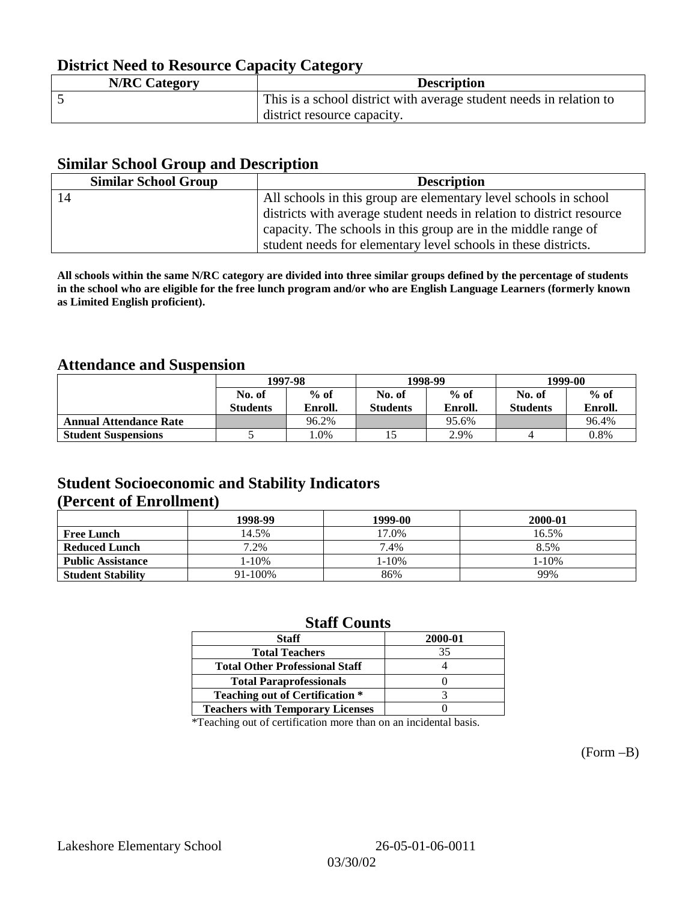## District Need to Resource Capacity Category

| N/RC Category | Description |
|---|---|
| 5 | This is a school district with average student needs in relation to district resource capacity. |

## Similar School Group and Description

| Similar School Group | Description |
|---|---|
| 14 | All schools in this group are elementary level schools in school districts with average student needs in relation to district resource capacity. The schools in this group are in the middle range of student needs for elementary level schools in these districts. |

**All schools within the same N/RC category are divided into three similar groups defined by the percentage of students in the school who are eligible for the free lunch program and/or who are English Language Learners (formerly known as Limited English proficient).**

## Attendance and Suspension

| | 1997-98 | | 1998-99 | | 1999-00 | |
|---|---|---|---|---|---|---|
| | No. of Students | % of Enroll. | No. of Students | % of Enroll. | No. of Students | % of Enroll. |
| **Annual Attendance Rate** | | 96.2% | | 95.6% | | 96.4% |
| **Student Suspensions** | 5 | 1.0% | 15 | 2.9% | 4 | 0.8% |

## Student Socioeconomic and Stability Indicators (Percent of Enrollment)

| | 1998-99 | 1999-00 | 2000-01 |
|---|---|---|---|
| **Free Lunch** | 14.5% | 17.0% | 16.5% |
| **Reduced Lunch** | 7.2% | 7.4% | 8.5% |
| **Public Assistance** | 1-10% | 1-10% | 1-10% |
| **Student Stability** | 91-100% | 86% | 99% |

## Staff Counts

| Staff | 2000-01 |
|---|---|
| Total Teachers | 35 |
| Total Other Professional Staff | 4 |
| Total Paraprofessionals | 0 |
| Teaching out of Certification * | 3 |
| Teachers with Temporary Licenses | 0 |

*Teaching out of certification more than on an incidental basis.

(Form –B)

Lakeshore Elementary School 26-05-01-06-0011

03/30/02